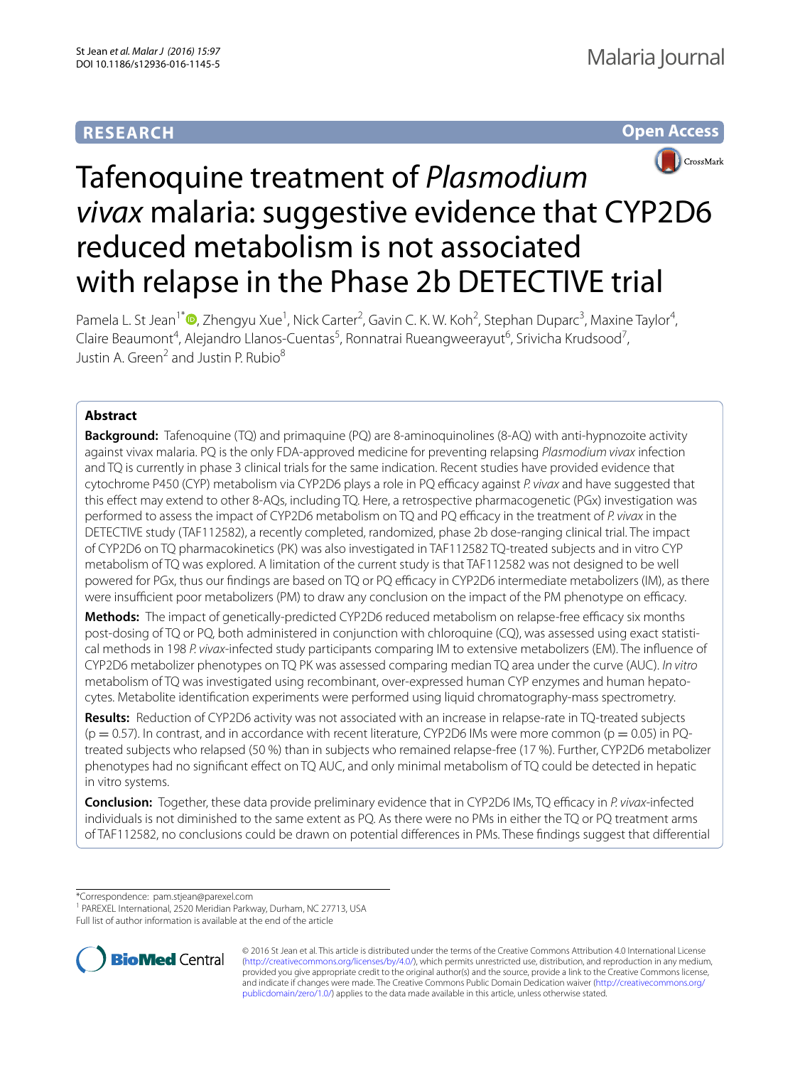RESEARCH

Open Access

# Tafenoquine treatment of *Plasmodium vivax* malaria: suggestive evidence that CYP2D6 reduced metabolism is not associated with relapse in the Phase 2b DETECTIVE trial

Pamela L. St Jean[1*], Zhengyu Xue[1], Nick Carter[2], Gavin C. K. W. Koh[2], Stephan Duparc[3], Maxine Taylor[4], Claire Beaumont[4], Alejandro Llanos-Cuentas[5], Ronnatrai Rueangweerayut[6], Srivicha Krudsood[7], Justin A. Green[2] and Justin P. Rubio[8]

## Abstract

**Background:** Tafenoquine (TQ) and primaquine (PQ) are 8-aminoquinolines (8-AQ) with anti-hypnozoite activity against vivax malaria. PQ is the only FDA-approved medicine for preventing relapsing *Plasmodium vivax* infection and TQ is currently in phase 3 clinical trials for the same indication. Recent studies have provided evidence that cytochrome P450 (CYP) metabolism via CYP2D6 plays a role in PQ efficacy against *P. vivax* and have suggested that this effect may extend to other 8-AQs, including TQ. Here, a retrospective pharmacogenetic (PGx) investigation was performed to assess the impact of CYP2D6 metabolism on TQ and PQ efficacy in the treatment of *P. vivax* in the DETECTIVE study (TAF112582), a recently completed, randomized, phase 2b dose-ranging clinical trial. The impact of CYP2D6 on TQ pharmacokinetics (PK) was also investigated in TAF112582 TQ-treated subjects and in vitro CYP metabolism of TQ was explored. A limitation of the current study is that TAF112582 was not designed to be well powered for PGx, thus our findings are based on TQ or PQ efficacy in CYP2D6 intermediate metabolizers (IM), as there were insufficient poor metabolizers (PM) to draw any conclusion on the impact of the PM phenotype on efficacy.

**Methods:** The impact of genetically-predicted CYP2D6 reduced metabolism on relapse-free efficacy six months post-dosing of TQ or PQ, both administered in conjunction with chloroquine (CQ), was assessed using exact statistical methods in 198 *P. vivax*-infected study participants comparing IM to extensive metabolizers (EM). The influence of CYP2D6 metabolizer phenotypes on TQ PK was assessed comparing median TQ area under the curve (AUC). *In vitro* metabolism of TQ was investigated using recombinant, over-expressed human CYP enzymes and human hepatocytes. Metabolite identification experiments were performed using liquid chromatography-mass spectrometry.

**Results:** Reduction of CYP2D6 activity was not associated with an increase in relapse-rate in TQ-treated subjects ($p = 0.57$). In contrast, and in accordance with recent literature, CYP2D6 IMs were more common ($p = 0.05$) in PQ-treated subjects who relapsed (50 %) than in subjects who remained relapse-free (17 %). Further, CYP2D6 metabolizer phenotypes had no significant effect on TQ AUC, and only minimal metabolism of TQ could be detected in hepatic in vitro systems.

**Conclusion:** Together, these data provide preliminary evidence that in CYP2D6 IMs, TQ efficacy in *P. vivax*-infected individuals is not diminished to the same extent as PQ. As there were no PMs in either the TQ or PQ treatment arms of TAF112582, no conclusions could be drawn on potential differences in PMs. These findings suggest that differential

*Correspondence: pam.stjean@parexel.com
[1] PAREXEL International, 2520 Meridian Parkway, Durham, NC 27713, USA
Full list of author information is available at the end of the article

© 2016 St Jean et al. This article is distributed under the terms of the Creative Commons Attribution 4.0 International License (http://creativecommons.org/licenses/by/4.0/), which permits unrestricted use, distribution, and reproduction in any medium, provided you give appropriate credit to the original author(s) and the source, provide a link to the Creative Commons license, and indicate if changes were made. The Creative Commons Public Domain Dedication waiver (http://creativecommons.org/publicdomain/zero/1.0/) applies to the data made available in this article, unless otherwise stated.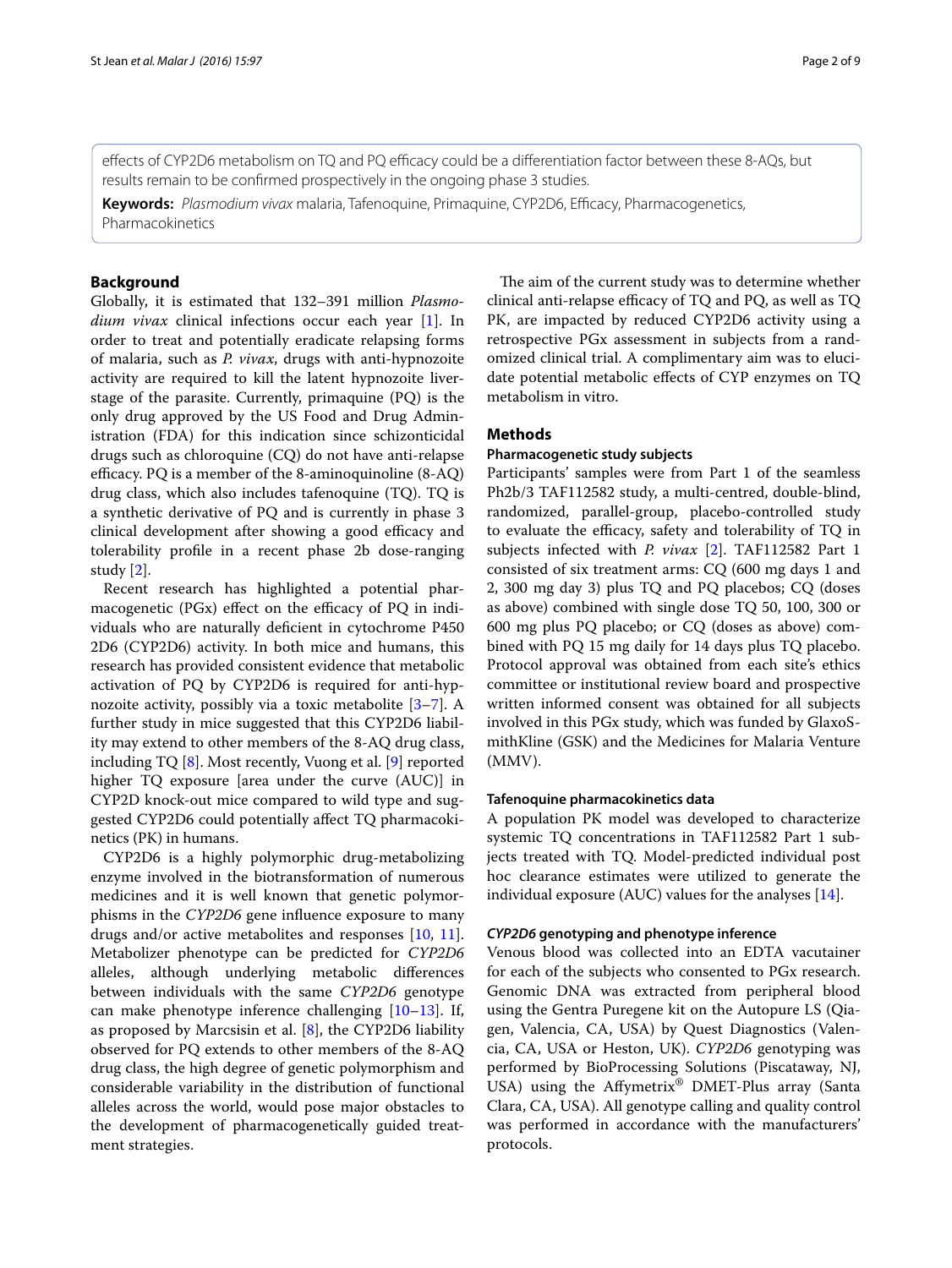effects of CYP2D6 metabolism on TQ and PQ efficacy could be a differentiation factor between these 8-AQs, but results remain to be confirmed prospectively in the ongoing phase 3 studies.

**Keywords:** *Plasmodium vivax* malaria, Tafenoquine, Primaquine, CYP2D6, Efficacy, Pharmacogenetics, Pharmacokinetics

## Background

Globally, it is estimated that 132–391 million *Plasmodium vivax* clinical infections occur each year [1]. In order to treat and potentially eradicate relapsing forms of malaria, such as *P. vivax*, drugs with anti-hypnozoite activity are required to kill the latent hypnozoite liver-stage of the parasite. Currently, primaquine (PQ) is the only drug approved by the US Food and Drug Administration (FDA) for this indication since schizonticidal drugs such as chloroquine (CQ) do not have anti-relapse efficacy. PQ is a member of the 8-aminoquinoline (8-AQ) drug class, which also includes tafenoquine (TQ). TQ is a synthetic derivative of PQ and is currently in phase 3 clinical development after showing a good efficacy and tolerability profile in a recent phase 2b dose-ranging study [2].

Recent research has highlighted a potential pharmacogenetic (PGx) effect on the efficacy of PQ in individuals who are naturally deficient in cytochrome P450 2D6 (CYP2D6) activity. In both mice and humans, this research has provided consistent evidence that metabolic activation of PQ by CYP2D6 is required for anti-hypnozoite activity, possibly via a toxic metabolite [3–7]. A further study in mice suggested that this CYP2D6 liability may extend to other members of the 8-AQ drug class, including TQ [8]. Most recently, Vuong et al. [9] reported higher TQ exposure [area under the curve (AUC)] in CYP2D knock-out mice compared to wild type and suggested CYP2D6 could potentially affect TQ pharmacokinetics (PK) in humans.

CYP2D6 is a highly polymorphic drug-metabolizing enzyme involved in the biotransformation of numerous medicines and it is well known that genetic polymorphisms in the *CYP2D6* gene influence exposure to many drugs and/or active metabolites and responses [10, 11]. Metabolizer phenotype can be predicted for *CYP2D6* alleles, although underlying metabolic differences between individuals with the same *CYP2D6* genotype can make phenotype inference challenging [10–13]. If, as proposed by Marcsisin et al. [8], the CYP2D6 liability observed for PQ extends to other members of the 8-AQ drug class, the high degree of genetic polymorphism and considerable variability in the distribution of functional alleles across the world, would pose major obstacles to the development of pharmacogenetically guided treatment strategies.

The aim of the current study was to determine whether clinical anti-relapse efficacy of TQ and PQ, as well as TQ PK, are impacted by reduced CYP2D6 activity using a retrospective PGx assessment in subjects from a randomized clinical trial. A complimentary aim was to elucidate potential metabolic effects of CYP enzymes on TQ metabolism in vitro.

## Methods

### Pharmacogenetic study subjects

Participants' samples were from Part 1 of the seamless Ph2b/3 TAF112582 study, a multi-centred, double-blind, randomized, parallel-group, placebo-controlled study to evaluate the efficacy, safety and tolerability of TQ in subjects infected with *P. vivax* [2]. TAF112582 Part 1 consisted of six treatment arms: CQ (600 mg days 1 and 2, 300 mg day 3) plus TQ and PQ placebos; CQ (doses as above) combined with single dose TQ 50, 100, 300 or 600 mg plus PQ placebo; or CQ (doses as above) combined with PQ 15 mg daily for 14 days plus TQ placebo. Protocol approval was obtained from each site's ethics committee or institutional review board and prospective written informed consent was obtained for all subjects involved in this PGx study, which was funded by GlaxoSmithKline (GSK) and the Medicines for Malaria Venture (MMV).

### Tafenoquine pharmacokinetics data

A population PK model was developed to characterize systemic TQ concentrations in TAF112582 Part 1 subjects treated with TQ. Model-predicted individual post hoc clearance estimates were utilized to generate the individual exposure (AUC) values for the analyses [14].

### *CYP2D6* genotyping and phenotype inference

Venous blood was collected into an EDTA vacutainer for each of the subjects who consented to PGx research. Genomic DNA was extracted from peripheral blood using the Gentra Puregene kit on the Autopure LS (Qiagen, Valencia, CA, USA) by Quest Diagnostics (Valencia, CA, USA or Heston, UK). *CYP2D6* genotyping was performed by BioProcessing Solutions (Piscataway, NJ, USA) using the Affymetrix® DMET-Plus array (Santa Clara, CA, USA). All genotype calling and quality control was performed in accordance with the manufacturers' protocols.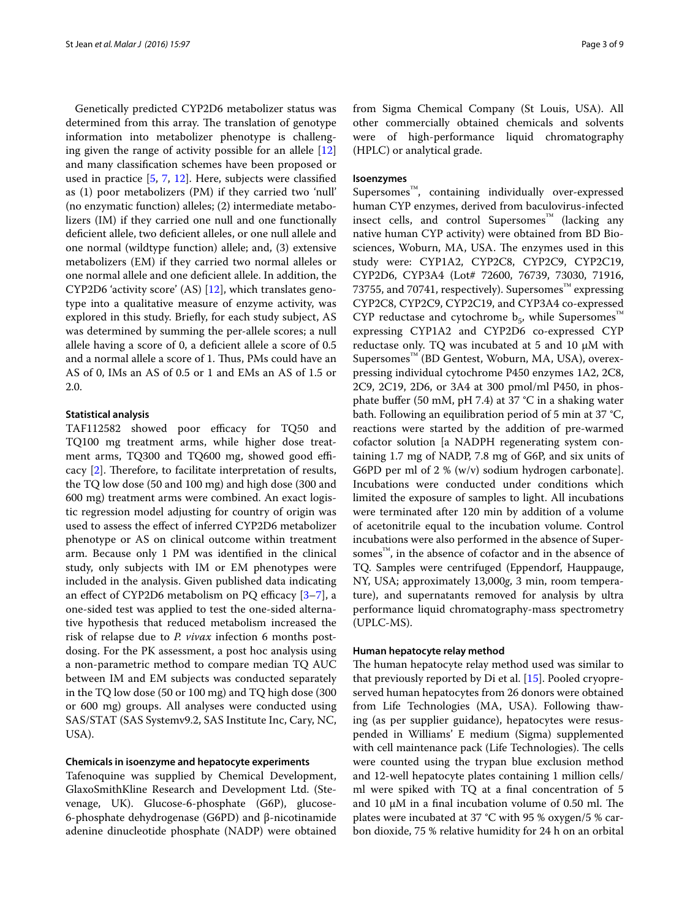Genetically predicted CYP2D6 metabolizer status was determined from this array. The translation of genotype information into metabolizer phenotype is challenging given the range of activity possible for an allele [12] and many classification schemes have been proposed or used in practice [5, 7, 12]. Here, subjects were classified as (1) poor metabolizers (PM) if they carried two 'null' (no enzymatic function) alleles; (2) intermediate metabolizers (IM) if they carried one null and one functionally deficient allele, two deficient alleles, or one null allele and one normal (wildtype function) allele; and, (3) extensive metabolizers (EM) if they carried two normal alleles or one normal allele and one deficient allele. In addition, the CYP2D6 'activity score' (AS) [12], which translates genotype into a qualitative measure of enzyme activity, was explored in this study. Briefly, for each study subject, AS was determined by summing the per-allele scores; a null allele having a score of 0, a deficient allele a score of 0.5 and a normal allele a score of 1. Thus, PMs could have an AS of 0, IMs an AS of 0.5 or 1 and EMs an AS of 1.5 or 2.0.

#### Statistical analysis

TAF112582 showed poor efficacy for TQ50 and TQ100 mg treatment arms, while higher dose treatment arms, TQ300 and TQ600 mg, showed good efficacy [2]. Therefore, to facilitate interpretation of results, the TQ low dose (50 and 100 mg) and high dose (300 and 600 mg) treatment arms were combined. An exact logistic regression model adjusting for country of origin was used to assess the effect of inferred CYP2D6 metabolizer phenotype or AS on clinical outcome within treatment arm. Because only 1 PM was identified in the clinical study, only subjects with IM or EM phenotypes were included in the analysis. Given published data indicating an effect of CYP2D6 metabolism on PQ efficacy [3–7], a one-sided test was applied to test the one-sided alternative hypothesis that reduced metabolism increased the risk of relapse due to *P. vivax* infection 6 months post-dosing. For the PK assessment, a post hoc analysis using a non-parametric method to compare median TQ AUC between IM and EM subjects was conducted separately in the TQ low dose (50 or 100 mg) and TQ high dose (300 or 600 mg) groups. All analyses were conducted using SAS/STAT (SAS Systemv9.2, SAS Institute Inc, Cary, NC, USA).

#### Chemicals in isoenzyme and hepatocyte experiments

Tafenoquine was supplied by Chemical Development, GlaxoSmithKline Research and Development Ltd. (Stevenage, UK). Glucose-6-phosphate (G6P), glucose-6-phosphate dehydrogenase (G6PD) and β-nicotinamide adenine dinucleotide phosphate (NADP) were obtained from Sigma Chemical Company (St Louis, USA). All other commercially obtained chemicals and solvents were of high-performance liquid chromatography (HPLC) or analytical grade.

#### Isoenzymes

Supersomes™, containing individually over-expressed human CYP enzymes, derived from baculovirus-infected insect cells, and control Supersomes™ (lacking any native human CYP activity) were obtained from BD Biosciences, Woburn, MA, USA. The enzymes used in this study were: CYP1A2, CYP2C8, CYP2C9, CYP2C19, CYP2D6, CYP3A4 (Lot# 72600, 76739, 73030, 71916, 73755, and 70741, respectively). Supersomes™ expressing CYP2C8, CYP2C9, CYP2C19, and CYP3A4 co-expressed CYP reductase and cytochrome $b_5$, while Supersomes™ expressing CYP1A2 and CYP2D6 co-expressed CYP reductase only. TQ was incubated at 5 and 10 μM with Supersomes™ (BD Gentest, Woburn, MA, USA), overexpressing individual cytochrome P450 enzymes 1A2, 2C8, 2C9, 2C19, 2D6, or 3A4 at 300 pmol/ml P450, in phosphate buffer (50 mM, pH 7.4) at 37 °C in a shaking water bath. Following an equilibration period of 5 min at 37 °C, reactions were started by the addition of pre-warmed cofactor solution [a NADPH regenerating system containing 1.7 mg of NADP, 7.8 mg of G6P, and six units of G6PD per ml of 2 % (w/v) sodium hydrogen carbonate]. Incubations were conducted under conditions which limited the exposure of samples to light. All incubations were terminated after 120 min by addition of a volume of acetonitrile equal to the incubation volume. Control incubations were also performed in the absence of Supersomes™, in the absence of cofactor and in the absence of TQ. Samples were centrifuged (Eppendorf, Hauppauge, NY, USA; approximately 13,000*g*, 3 min, room temperature), and supernatants removed for analysis by ultra performance liquid chromatography-mass spectrometry (UPLC-MS).

#### Human hepatocyte relay method

The human hepatocyte relay method used was similar to that previously reported by Di et al. [15]. Pooled cryopreserved human hepatocytes from 26 donors were obtained from Life Technologies (MA, USA). Following thawing (as per supplier guidance), hepatocytes were resuspended in Williams' E medium (Sigma) supplemented with cell maintenance pack (Life Technologies). The cells were counted using the trypan blue exclusion method and 12-well hepatocyte plates containing 1 million cells/ml were spiked with TQ at a final concentration of 5 and 10 μM in a final incubation volume of 0.50 ml. The plates were incubated at 37 °C with 95 % oxygen/5 % carbon dioxide, 75 % relative humidity for 24 h on an orbital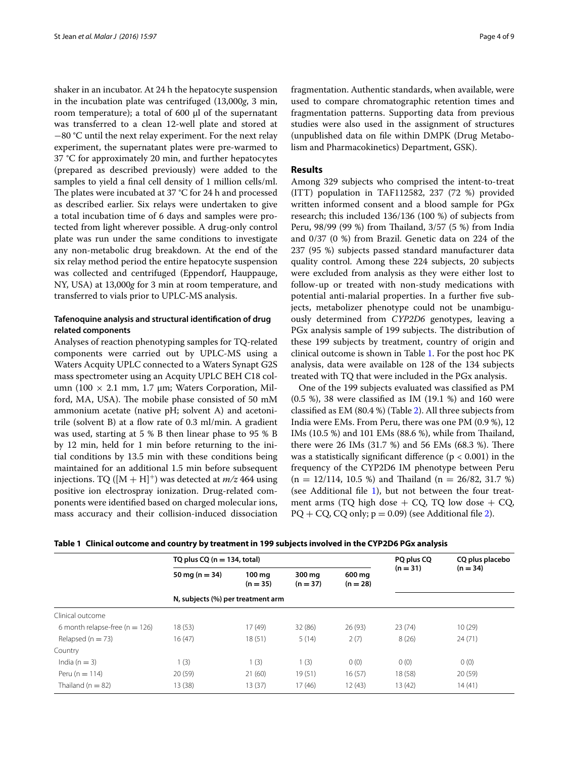shaker in an incubator. At 24 h the hepatocyte suspension in the incubation plate was centrifuged (13,000*g*, 3 min, room temperature); a total of 600 µl of the supernatant was transferred to a clean 12-well plate and stored at −80 °C until the next relay experiment. For the next relay experiment, the supernatant plates were pre-warmed to 37 °C for approximately 20 min, and further hepatocytes (prepared as described previously) were added to the samples to yield a final cell density of 1 million cells/ml. The plates were incubated at 37 °C for 24 h and processed as described earlier. Six relays were undertaken to give a total incubation time of 6 days and samples were protected from light wherever possible. A drug-only control plate was run under the same conditions to investigate any non-metabolic drug breakdown. At the end of the six relay method period the entire hepatocyte suspension was collected and centrifuged (Eppendorf, Hauppauge, NY, USA) at 13,000*g* for 3 min at room temperature, and transferred to vials prior to UPLC-MS analysis.

### Tafenoquine analysis and structural identification of drug related components

Analyses of reaction phenotyping samples for TQ-related components were carried out by UPLC-MS using a Waters Acquity UPLC connected to a Waters Synapt G2S mass spectrometer using an Acquity UPLC BEH C18 column (100 × 2.1 mm, 1.7 µm; Waters Corporation, Milford, MA, USA). The mobile phase consisted of 50 mM ammonium acetate (native pH; solvent A) and acetonitrile (solvent B) at a flow rate of 0.3 ml/min. A gradient was used, starting at 5 % B then linear phase to 95 % B by 12 min, held for 1 min before returning to the initial conditions by 13.5 min with these conditions being maintained for an additional 1.5 min before subsequent injections. TQ ($[M + H]^+$) was detected at *m/z* 464 using positive ion electrospray ionization. Drug-related components were identified based on charged molecular ions, mass accuracy and their collision-induced dissociation fragmentation. Authentic standards, when available, were used to compare chromatographic retention times and fragmentation patterns. Supporting data from previous studies were also used in the assignment of structures (unpublished data on file within DMPK (Drug Metabolism and Pharmacokinetics) Department, GSK).

## Results

Among 329 subjects who comprised the intent-to-treat (ITT) population in TAF112582, 237 (72 %) provided written informed consent and a blood sample for PGx research; this included 136/136 (100 %) of subjects from Peru, 98/99 (99 %) from Thailand, 3/57 (5 %) from India and 0/37 (0 %) from Brazil. Genetic data on 224 of the 237 (95 %) subjects passed standard manufacturer data quality control. Among these 224 subjects, 20 subjects were excluded from analysis as they were either lost to follow-up or treated with non-study medications with potential anti-malarial properties. In a further five subjects, metabolizer phenotype could not be unambiguously determined from *CYP2D6* genotypes, leaving a PGx analysis sample of 199 subjects. The distribution of these 199 subjects by treatment, country of origin and clinical outcome is shown in Table 1. For the post hoc PK analysis, data were available on 128 of the 134 subjects treated with TQ that were included in the PGx analysis.

One of the 199 subjects evaluated was classified as PM (0.5 %), 38 were classified as IM (19.1 %) and 160 were classified as EM (80.4 %) (Table 2). All three subjects from India were EMs. From Peru, there was one PM (0.9 %), 12 IMs (10.5 %) and 101 EMs (88.6 %), while from Thailand, there were 26 IMs (31.7 %) and 56 EMs (68.3 %). There was a statistically significant difference ($p < 0.001$) in the frequency of the CYP2D6 IM phenotype between Peru ($n = 12/114$, 10.5 %) and Thailand ($n = 26/82$, 31.7 %) (see Additional file 1), but not between the four treatment arms (TQ high dose + CQ, TQ low dose + CQ, PQ + CQ, CQ only; $p = 0.09$) (see Additional file 2).

**Table 1 Clinical outcome and country by treatment in 199 subjects involved in the CYP2D6 PGx analysis**

| | TQ plus CQ (n = 134, total) | | | | PQ plus CQ (n = 31) | CQ plus placebo (n = 34) |
|---|---|---|---|---|---|---|
| | 50 mg (n = 34) | 100 mg (n = 35) | 300 mg (n = 37) | 600 mg (n = 28) | | |
| | N, subjects (%) per treatment arm | | | | | |
| Clinical outcome | | | | | | |
| 6 month relapse-free (n = 126) | 18 (53) | 17 (49) | 32 (86) | 26 (93) | 23 (74) | 10 (29) |
| Relapsed (n = 73) | 16 (47) | 18 (51) | 5 (14) | 2 (7) | 8 (26) | 24 (71) |
| Country | | | | | | |
| India (n = 3) | 1 (3) | 1 (3) | 1 (3) | 0 (0) | 0 (0) | 0 (0) |
| Peru (n = 114) | 20 (59) | 21 (60) | 19 (51) | 16 (57) | 18 (58) | 20 (59) |
| Thailand (n = 82) | 13 (38) | 13 (37) | 17 (46) | 12 (43) | 13 (42) | 14 (41) |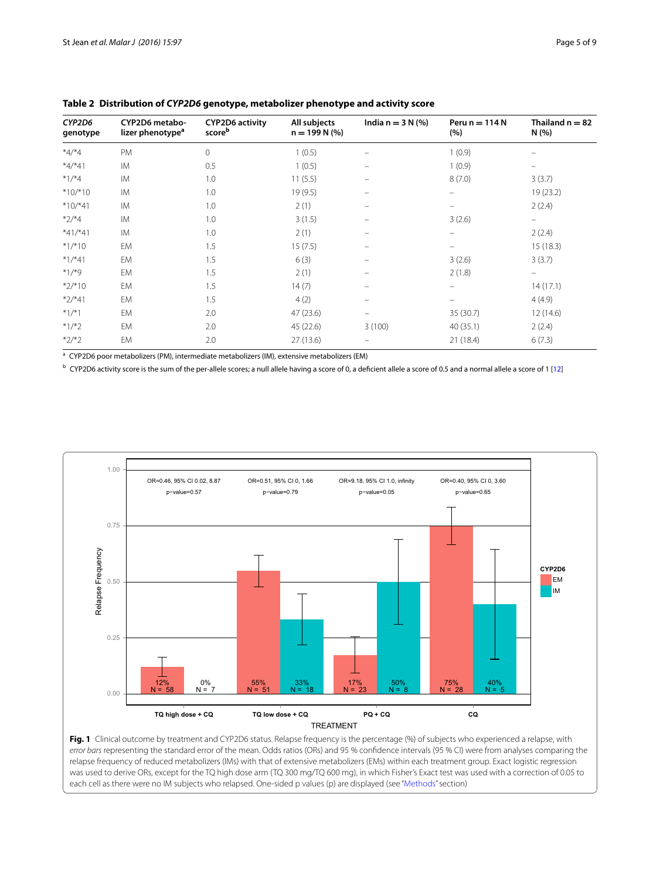**Table 2 Distribution of *CYP2D6* genotype, metabolizer phenotype and activity score**

| *CYP2D6* genotype | CYP2D6 metabolizer phenotype[a] | CYP2D6 activity score[b] | All subjects n = 199 N (%) | India n = 3 N (%) | Peru n = 114 N (%) | Thailand n = 82 N (%) |
|---|---|---|---|---|---|---|
| *4/*4 | PM | 0 | 1 (0.5) | – | 1 (0.9) | – |
| *4/*41 | IM | 0.5 | 1 (0.5) | – | 1 (0.9) | – |
| *1/*4 | IM | 1.0 | 11 (5.5) | – | 8 (7.0) | 3 (3.7) |
| *10/*10 | IM | 1.0 | 19 (9.5) | – | – | 19 (23.2) |
| *10/*41 | IM | 1.0 | 2 (1) | – | – | 2 (2.4) |
| *2/*4 | IM | 1.0 | 3 (1.5) | – | 3 (2.6) | – |
| *41/*41 | IM | 1.0 | 2 (1) | – | – | 2 (2.4) |
| *1/*10 | EM | 1.5 | 15 (7.5) | – | – | 15 (18.3) |
| *1/*41 | EM | 1.5 | 6 (3) | – | 3 (2.6) | 3 (3.7) |
| *1/*9 | EM | 1.5 | 2 (1) | – | 2 (1.8) | – |
| *2/*10 | EM | 1.5 | 14 (7) | – | – | 14 (17.1) |
| *2/*41 | EM | 1.5 | 4 (2) | – | – | 4 (4.9) |
| *1/*1 | EM | 2.0 | 47 (23.6) | – | 35 (30.7) | 12 (14.6) |
| *1/*2 | EM | 2.0 | 45 (22.6) | 3 (100) | 40 (35.1) | 2 (2.4) |
| *2/*2 | EM | 2.0 | 27 (13.6) | – | 21 (18.4) | 6 (7.3) |

[a] CYP2D6 poor metabolizers (PM), intermediate metabolizers (IM), extensive metabolizers (EM)

[b] CYP2D6 activity score is the sum of the per-allele scores; a null allele having a score of 0, a deficient allele a score of 0.5 and a normal allele a score of 1 [12]

**Fig. 1** Clinical outcome by treatment and CYP2D6 status. Relapse frequency is the percentage (%) of subjects who experienced a relapse, with *error bars* representing the standard error of the mean. Odds ratios (ORs) and 95 % confidence intervals (95 % CI) were from analyses comparing the relapse frequency of reduced metabolizers (IMs) with that of extensive metabolizers (EMs) within each treatment group. Exact logistic regression was used to derive ORs, except for the TQ high dose arm (TQ 300 mg/TQ 600 mg), in which Fisher's Exact test was used with a correction of 0.05 to each cell as there were no IM subjects who relapsed. One-sided p values (p) are displayed (see "Methods" section)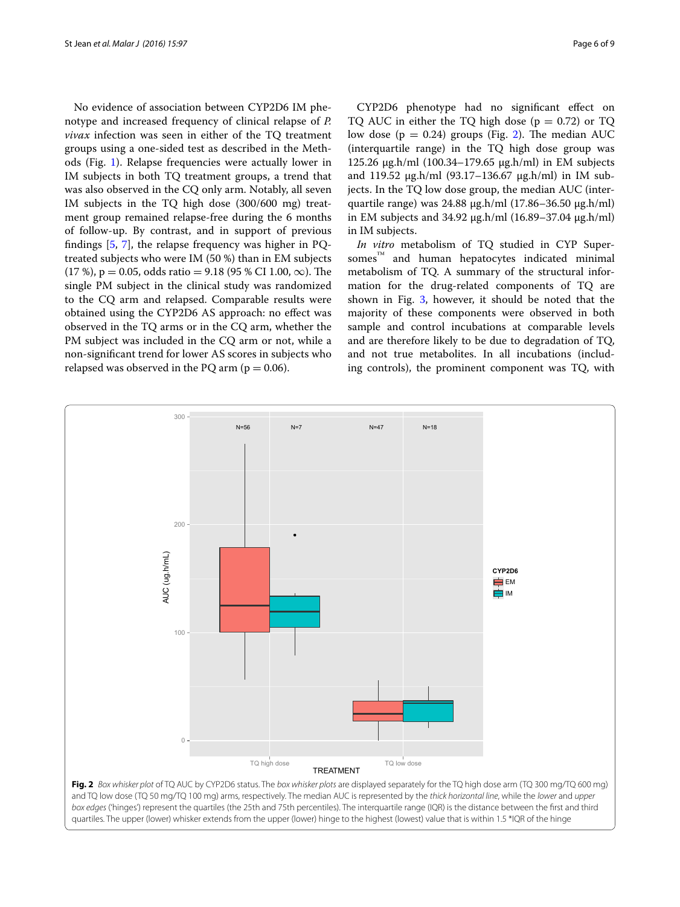No evidence of association between CYP2D6 IM phenotype and increased frequency of clinical relapse of *P. vivax* infection was seen in either of the TQ treatment groups using a one-sided test as described in the Methods (Fig. 1). Relapse frequencies were actually lower in IM subjects in both TQ treatment groups, a trend that was also observed in the CQ only arm. Notably, all seven IM subjects in the TQ high dose (300/600 mg) treatment group remained relapse-free during the 6 months of follow-up. By contrast, and in support of previous findings [5, 7], the relapse frequency was higher in PQ-treated subjects who were IM (50 %) than in EM subjects (17 %), $p = 0.05$, odds ratio = 9.18 (95 % CI 1.00, $\infty$). The single PM subject in the clinical study was randomized to the CQ arm and relapsed. Comparable results were obtained using the CYP2D6 AS approach: no effect was observed in the TQ arms or in the CQ arm, whether the PM subject was included in the CQ arm or not, while a non-significant trend for lower AS scores in subjects who relapsed was observed in the PQ arm ($p = 0.06$).

CYP2D6 phenotype had no significant effect on TQ AUC in either the TQ high dose ($p = 0.72$) or TQ low dose ($p = 0.24$) groups (Fig. 2). The median AUC (interquartile range) in the TQ high dose group was 125.26 μg.h/ml (100.34–179.65 μg.h/ml) in EM subjects and 119.52 μg.h/ml (93.17–136.67 μg.h/ml) in IM subjects. In the TQ low dose group, the median AUC (interquartile range) was 24.88 μg.h/ml (17.86–36.50 μg.h/ml) in EM subjects and 34.92 μg.h/ml (16.89–37.04 μg.h/ml) in IM subjects.

*In vitro* metabolism of TQ studied in CYP Supersomes™ and human hepatocytes indicated minimal metabolism of TQ. A summary of the structural information for the drug-related components of TQ are shown in Fig. 3, however, it should be noted that the majority of these components were observed in both sample and control incubations at comparable levels and are therefore likely to be due to degradation of TQ, and not true metabolites. In all incubations (including controls), the prominent component was TQ, with

**Fig. 2** *Box whisker plot* of TQ AUC by CYP2D6 status. The *box whisker plots* are displayed separately for the TQ high dose arm (TQ 300 mg/TQ 600 mg) and TQ low dose (TQ 50 mg/TQ 100 mg) arms, respectively. The median AUC is represented by the *thick horizontal line*, while the *lower* and *upper box edges* ('hinges') represent the quartiles (the 25th and 75th percentiles). The interquartile range (IQR) is the distance between the first and third quartiles. The upper (lower) whisker extends from the upper (lower) hinge to the highest (lowest) value that is within 1.5 *IQR of the hinge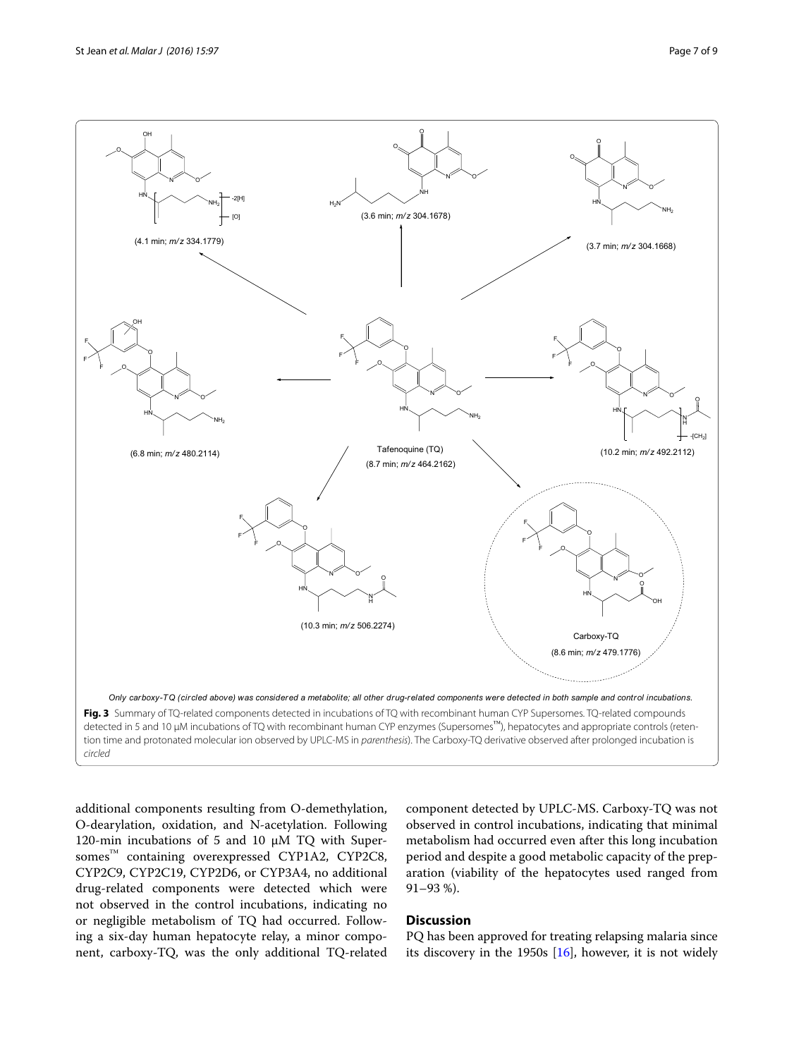Only carboxy-TQ (circled above) was considered a metabolite; all other drug-related components were detected in both sample and control incubations.

**Fig. 3** Summary of TQ-related components detected in incubations of TQ with recombinant human CYP Supersomes. TQ-related compounds detected in 5 and 10 µM incubations of TQ with recombinant human CYP enzymes (Supersomes™), hepatocytes and appropriate controls (retention time and protonated molecular ion observed by UPLC-MS in *parenthesis*). The Carboxy-TQ derivative observed after prolonged incubation is *circled*

additional components resulting from O-demethylation, O-dearylation, oxidation, and N-acetylation. Following 120-min incubations of 5 and 10 µM TQ with Supersomes™ containing overexpressed CYP1A2, CYP2C8, CYP2C9, CYP2C19, CYP2D6, or CYP3A4, no additional drug-related components were detected which were not observed in the control incubations, indicating no or negligible metabolism of TQ had occurred. Following a six-day human hepatocyte relay, a minor component, carboxy-TQ, was the only additional TQ-related component detected by UPLC-MS. Carboxy-TQ was not observed in control incubations, indicating that minimal metabolism had occurred even after this long incubation period and despite a good metabolic capacity of the preparation (viability of the hepatocytes used ranged from 91–93 %).

## Discussion

PQ has been approved for treating relapsing malaria since its discovery in the 1950s [16], however, it is not widely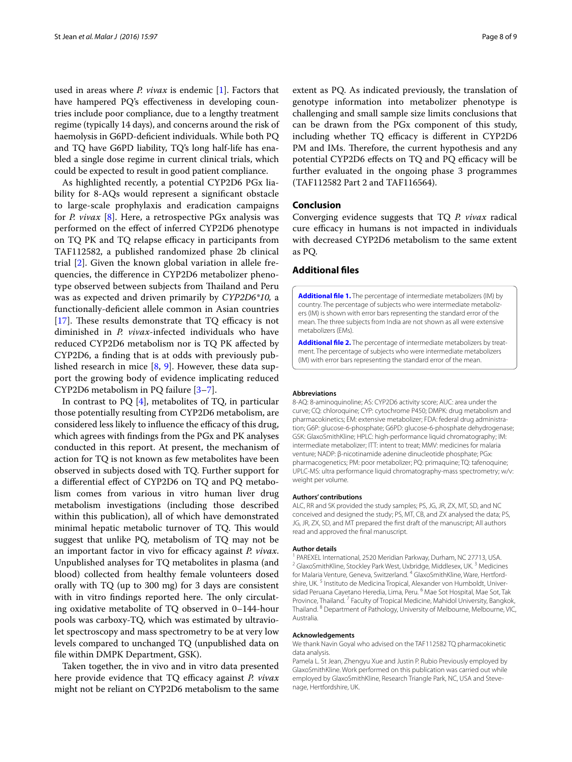used in areas where *P. vivax* is endemic [1]. Factors that have hampered PQ's effectiveness in developing countries include poor compliance, due to a lengthy treatment regime (typically 14 days), and concerns around the risk of haemolysis in G6PD-deficient individuals. While both PQ and TQ have G6PD liability, TQ's long half-life has enabled a single dose regime in current clinical trials, which could be expected to result in good patient compliance.

As highlighted recently, a potential CYP2D6 PGx liability for 8-AQs would represent a significant obstacle to large-scale prophylaxis and eradication campaigns for *P. vivax* [8]. Here, a retrospective PGx analysis was performed on the effect of inferred CYP2D6 phenotype on TQ PK and TQ relapse efficacy in participants from TAF112582, a published randomized phase 2b clinical trial [2]. Given the known global variation in allele frequencies, the difference in CYP2D6 metabolizer phenotype observed between subjects from Thailand and Peru was as expected and driven primarily by *CYP2D6\*10*, a functionally-deficient allele common in Asian countries [17]. These results demonstrate that TQ efficacy is not diminished in *P. vivax*-infected individuals who have reduced CYP2D6 metabolism nor is TQ PK affected by CYP2D6, a finding that is at odds with previously published research in mice [8, 9]. However, these data support the growing body of evidence implicating reduced CYP2D6 metabolism in PQ failure [3–7].

In contrast to PQ [4], metabolites of TQ, in particular those potentially resulting from CYP2D6 metabolism, are considered less likely to influence the efficacy of this drug, which agrees with findings from the PGx and PK analyses conducted in this report. At present, the mechanism of action for TQ is not known as few metabolites have been observed in subjects dosed with TQ. Further support for a differential effect of CYP2D6 on TQ and PQ metabolism comes from various in vitro human liver drug metabolism investigations (including those described within this publication), all of which have demonstrated minimal hepatic metabolic turnover of TQ. This would suggest that unlike PQ, metabolism of TQ may not be an important factor in vivo for efficacy against *P. vivax*. Unpublished analyses for TQ metabolites in plasma (and blood) collected from healthy female volunteers dosed orally with TQ (up to 300 mg) for 3 days are consistent with in vitro findings reported here. The only circulating oxidative metabolite of TQ observed in 0–144-hour pools was carboxy-TQ, which was estimated by ultraviolet spectroscopy and mass spectrometry to be at very low levels compared to unchanged TQ (unpublished data on file within DMPK Department, GSK).

Taken together, the in vivo and in vitro data presented here provide evidence that TQ efficacy against *P. vivax* might not be reliant on CYP2D6 metabolism to the same extent as PQ. As indicated previously, the translation of genotype information into metabolizer phenotype is challenging and small sample size limits conclusions that can be drawn from the PGx component of this study, including whether TQ efficacy is different in CYP2D6 PM and IMs. Therefore, the current hypothesis and any potential CYP2D6 effects on TQ and PQ efficacy will be further evaluated in the ongoing phase 3 programmes (TAF112582 Part 2 and TAF116564).

## Conclusion

Converging evidence suggests that TQ *P. vivax* radical cure efficacy in humans is not impacted in individuals with decreased CYP2D6 metabolism to the same extent as PQ.

## Additional files

**Additional file 1.** The percentage of intermediate metabolizers (IM) by country. The percentage of subjects who were intermediate metabolizers (IM) is shown with error bars representing the standard error of the mean. The three subjects from India are not shown as all were extensive metabolizers (EMs).

**Additional file 2.** The percentage of intermediate metabolizers by treatment. The percentage of subjects who were intermediate metabolizers (IM) with error bars representing the standard error of the mean.

#### Abbreviations

8-AQ: 8-aminoquinoline; AS: CYP2D6 activity score; AUC: area under the curve; CQ: chloroquine; CYP: cytochrome P450; DMPK: drug metabolism and pharmacokinetics; EM: extensive metabolizer; FDA: federal drug administration; G6P: glucose-6-phosphate; G6PD: glucose-6-phosphate dehydrogenase; GSK: GlaxoSmithKline; HPLC: high-performance liquid chromatography; IM: intermediate metabolizer; ITT: intent to treat; MMV: medicines for malaria venture; NADP: β-nicotinamide adenine dinucleotide phosphate; PGx: pharmacogenetics; PM: poor metabolizer; PQ: primaquine; TQ: tafenoquine; UPLC-MS: ultra performance liquid chromatography-mass spectrometry; w/v: weight per volume.

#### Authors' contributions

ALC, RR and SK provided the study samples; PS, JG, JR, ZX, MT, SD, and NC conceived and designed the study; PS, MT, CB, and ZX analysed the data; PS, JG, JR, ZX, SD, and MT prepared the first draft of the manuscript; All authors read and approved the final manuscript.

#### Author details

[1] PAREXEL International, 2520 Meridian Parkway, Durham, NC 27713, USA. [2] GlaxoSmithKline, Stockley Park West, Uxbridge, Middlesex, UK. [3] Medicines for Malaria Venture, Geneva, Switzerland. [4] GlaxoSmithKline, Ware, Hertfordshire, UK. [5] Instituto de Medicina Tropical, Alexander von Humboldt, Universidad Peruana Cayetano Heredia, Lima, Peru. [6] Mae Sot Hospital, Mae Sot, Tak Province, Thailand. [7] Faculty of Tropical Medicine, Mahidol University, Bangkok, Thailand. [8] Department of Pathology, University of Melbourne, Melbourne, VIC, Australia.

#### Acknowledgements

We thank Navin Goyal who advised on the TAF112582 TQ pharmacokinetic data analysis.

Pamela L. St Jean, Zhengyu Xue and Justin P. Rubio Previously employed by GlaxoSmithKline. Work performed on this publication was carried out while employed by GlaxoSmithKline, Research Triangle Park, NC, USA and Stevenage, Hertfordshire, UK.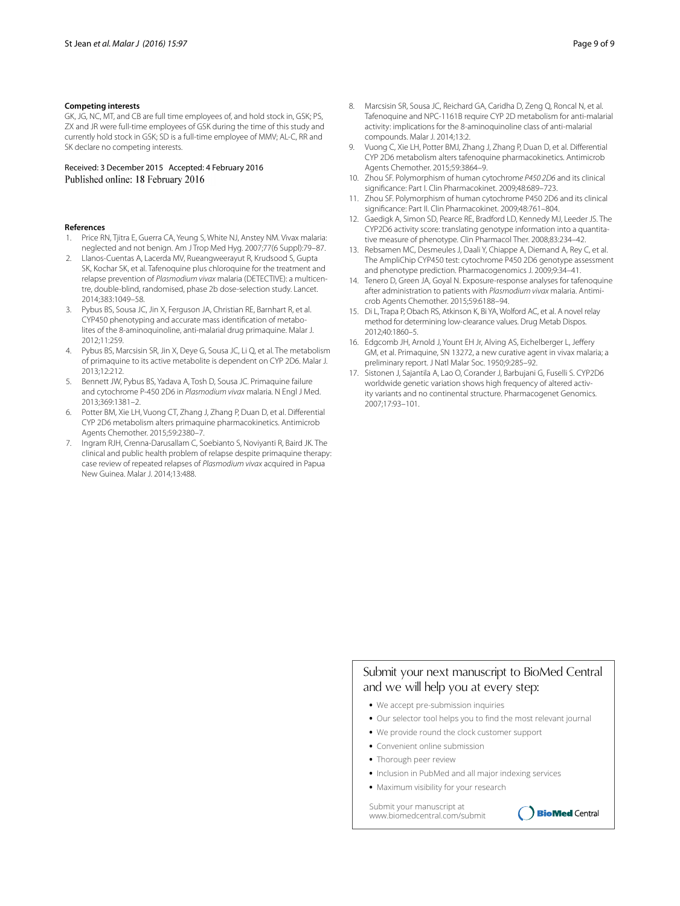#### Competing interests

GK, JG, NC, MT, and CB are full time employees of, and hold stock in, GSK; PS, ZX and JR were full-time employees of GSK during the time of this study and currently hold stock in GSK; SD is a full-time employee of MMV; AL-C, RR and SK declare no competing interests.

Received: 3 December 2015 Accepted: 4 February 2016
Published online: 18 February 2016

#### References

1. Price RN, Tjitra E, Guerra CA, Yeung S, White NJ, Anstey NM. Vivax malaria: neglected and not benign. Am J Trop Med Hyg. 2007;77(6 Suppl):79–87.
2. Llanos-Cuentas A, Lacerda MV, Rueangweerayut R, Krudsood S, Gupta SK, Kochar SK, et al. Tafenoquine plus chloroquine for the treatment and relapse prevention of *Plasmodium vivax* malaria (DETECTIVE): a multicentre, double-blind, randomised, phase 2b dose-selection study. Lancet. 2014;383:1049–58.
3. Pybus BS, Sousa JC, Jin X, Ferguson JA, Christian RE, Barnhart R, et al. CYP450 phenotyping and accurate mass identification of metabolites of the 8-aminoquinoline, anti-malarial drug primaquine. Malar J. 2012;11:259.
4. Pybus BS, Marcsisin SR, Jin X, Deye G, Sousa JC, Li Q, et al. The metabolism of primaquine to its active metabolite is dependent on CYP 2D6. Malar J. 2013;12:212.
5. Bennett JW, Pybus BS, Yadava A, Tosh D, Sousa JC. Primaquine failure and cytochrome P-450 2D6 in *Plasmodium vivax* malaria. N Engl J Med. 2013;369:1381–2.
6. Potter BM, Xie LH, Vuong CT, Zhang J, Zhang P, Duan D, et al. Differential CYP 2D6 metabolism alters primaquine pharmacokinetics. Antimicrob Agents Chemother. 2015;59:2380–7.
7. Ingram RJH, Crenna-Darusallam C, Soebianto S, Noviyanti R, Baird JK. The clinical and public health problem of relapse despite primaquine therapy: case review of repeated relapses of *Plasmodium vivax* acquired in Papua New Guinea. Malar J. 2014;13:488.
8. Marcsisin SR, Sousa JC, Reichard GA, Caridha D, Zeng Q, Roncal N, et al. Tafenoquine and NPC-1161B require CYP 2D metabolism for anti-malarial activity: implications for the 8-aminoquinoline class of anti-malarial compounds. Malar J. 2014;13:2.
9. Vuong C, Xie LH, Potter BMJ, Zhang J, Zhang P, Duan D, et al. Differential CYP 2D6 metabolism alters tafenoquine pharmacokinetics. Antimicrob Agents Chemother. 2015;59:3864–9.
10. Zhou SF. Polymorphism of human cytochrome *P450 2D6* and its clinical significance: Part I. Clin Pharmacokinet. 2009;48:689–723.
11. Zhou SF. Polymorphism of human cytochrome P450 2D6 and its clinical significance: Part II. Clin Pharmacokinet. 2009;48:761–804.
12. Gaedigk A, Simon SD, Pearce RE, Bradford LD, Kennedy MJ, Leeder JS. The CYP2D6 activity score: translating genotype information into a quantitative measure of phenotype. Clin Pharmacol Ther. 2008;83:234–42.
13. Rebsamen MC, Desmeules J, Daali Y, Chiappe A, Diemand A, Rey C, et al. The AmpliChip CYP450 test: cytochrome P450 2D6 genotype assessment and phenotype prediction. Pharmacogenomics J. 2009;9:34–41.
14. Tenero D, Green JA, Goyal N. Exposure-response analyses for tafenoquine after administration to patients with *Plasmodium vivax* malaria. Antimicrob Agents Chemother. 2015;59:6188–94.
15. Di L, Trapa P, Obach RS, Atkinson K, Bi YA, Wolford AC, et al. A novel relay method for determining low-clearance values. Drug Metab Dispos. 2012;40:1860–5.
16. Edgcomb JH, Arnold J, Yount EH Jr, Alving AS, Eichelberger L, Jeffery GM, et al. Primaquine, SN 13272, a new curative agent in vivax malaria; a preliminary report. J Natl Malar Soc. 1950;9:285–92.
17. Sistonen J, Sajantila A, Lao O, Corander J, Barbujani G, Fuselli S. CYP2D6 worldwide genetic variation shows high frequency of altered activity variants and no continental structure. Pharmacogenet Genomics. 2007;17:93–101.

Submit your next manuscript to BioMed Central and we will help you at every step:

- We accept pre-submission inquiries
- Our selector tool helps you to find the most relevant journal
- We provide round the clock customer support
- Convenient online submission
- Thorough peer review
- Inclusion in PubMed and all major indexing services
- Maximum visibility for your research

Submit your manuscript at www.biomedcentral.com/submit